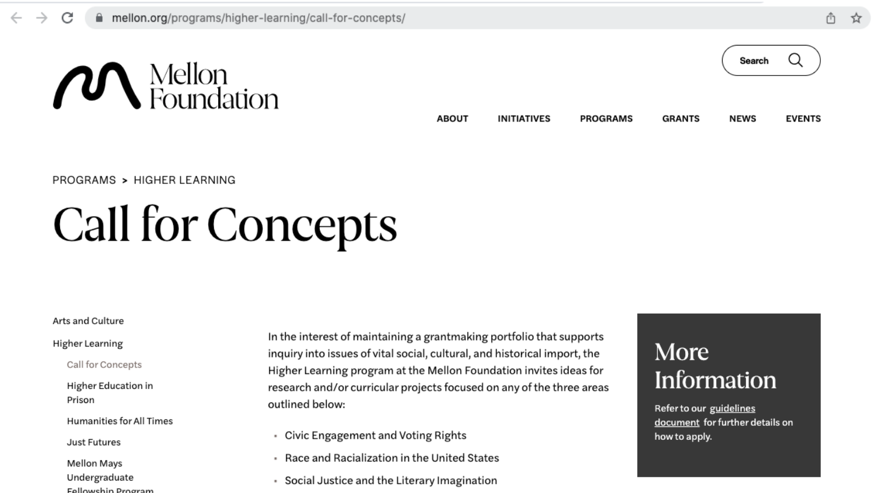mellon.org/programs/higher-learning/call-for-concepts/

Mellon Foundation

Search

ABOUT INITIATIVES PROGRAMS GRANTS NEWS EVENTS

PROGRAMS > HIGHER LEARNING

# Call for Concepts

- Arts and Culture
- Higher Learning
  - Call for Concepts
  - Higher Education in Prison
  - Humanities for All Times
  - Just Futures
  - Mellon Mays Undergraduate Fellowship Program

In the interest of maintaining a grantmaking portfolio that supports inquiry into issues of vital social, cultural, and historical import, the Higher Learning program at the Mellon Foundation invites ideas for research and/or curricular projects focused on any of the three areas outlined below:

- Civic Engagement and Voting Rights
- Race and Racialization in the United States
- Social Justice and the Literary Imagination

## More Information

Refer to our guidelines document for further details on how to apply.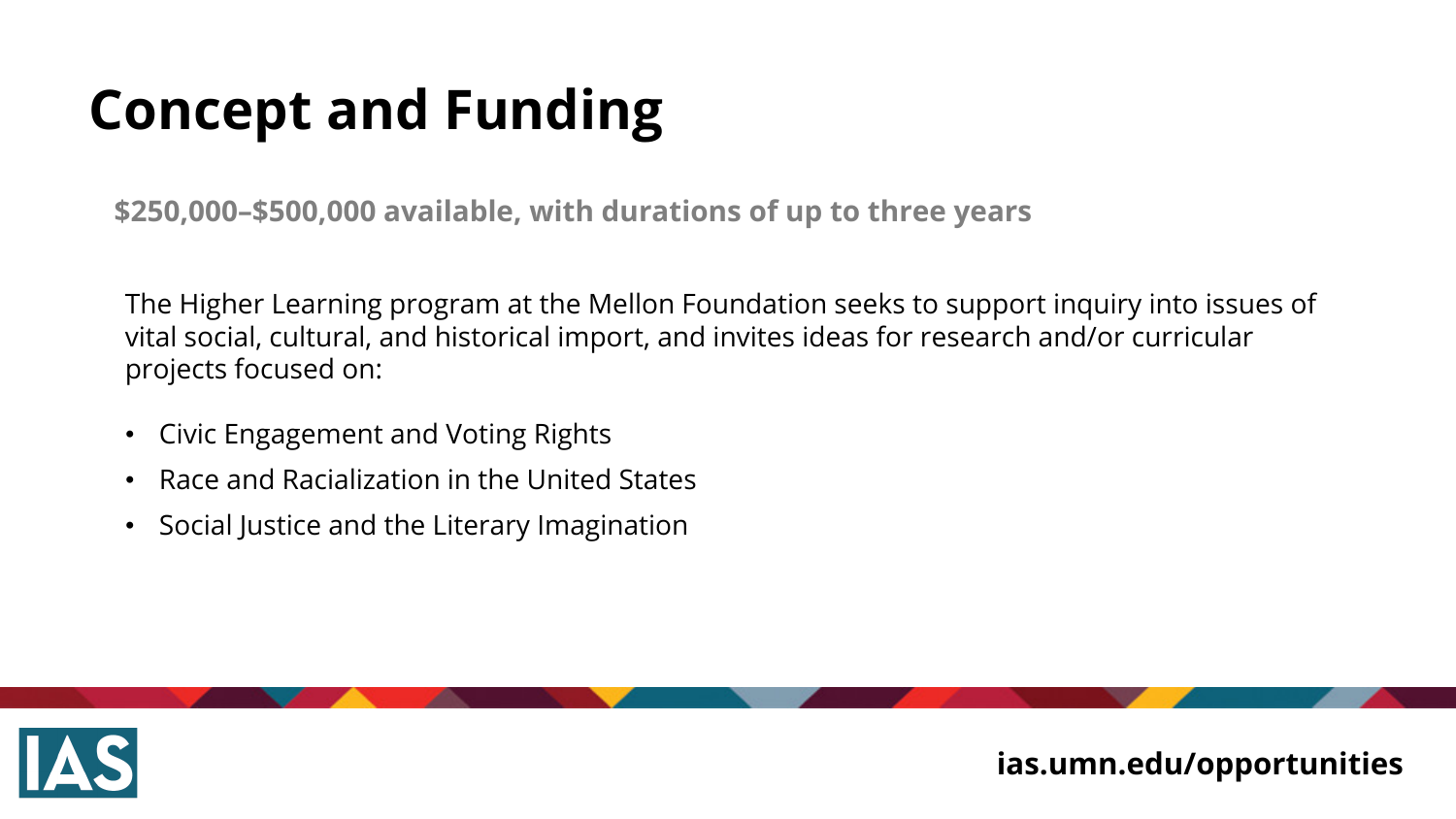# Concept and Funding

**$250,000–$500,000 available, with durations of up to three years**

The Higher Learning program at the Mellon Foundation seeks to support inquiry into issues of vital social, cultural, and historical import, and invites ideas for research and/or curricular projects focused on:

- Civic Engagement and Voting Rights
- Race and Racialization in the United States
- Social Justice and the Literary Imagination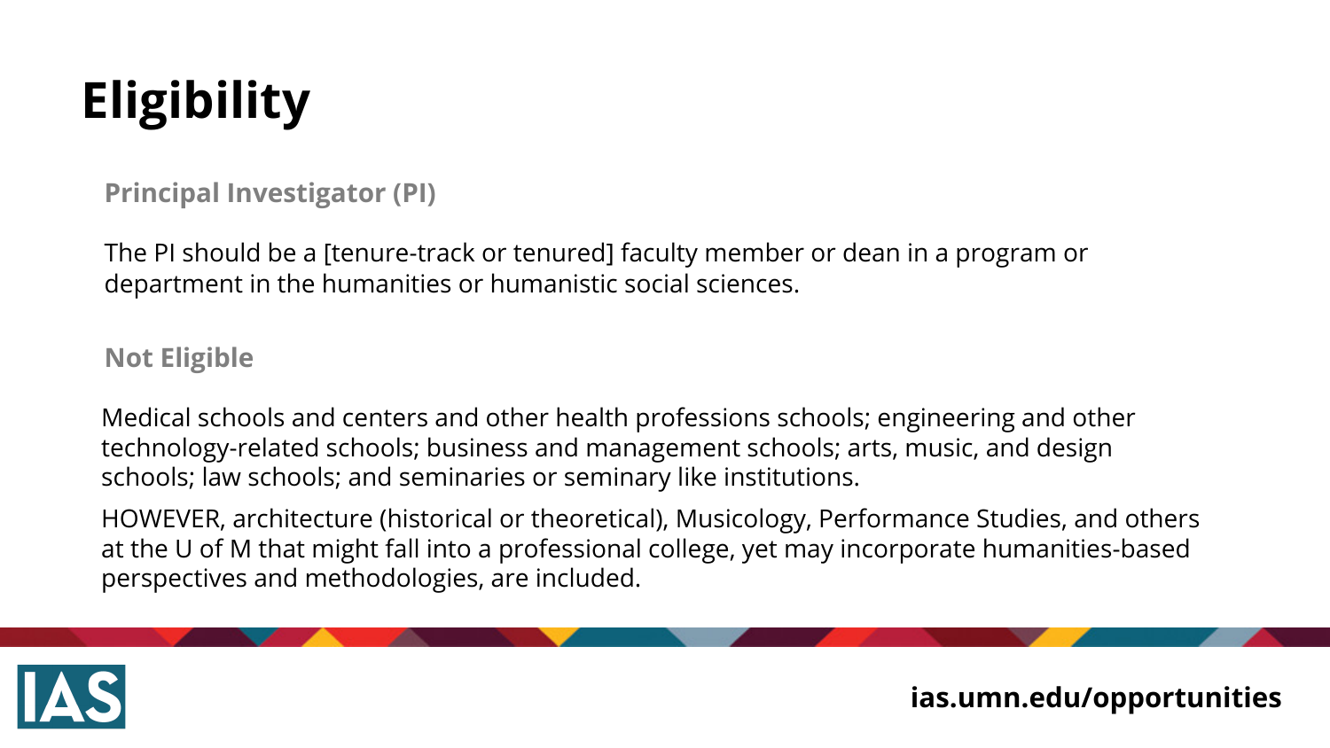# Eligibility

### Principal Investigator (PI)

The PI should be a [tenure-track or tenured] faculty member or dean in a program or department in the humanities or humanistic social sciences.

### Not Eligible

Medical schools and centers and other health professions schools; engineering and other technology-related schools; business and management schools; arts, music, and design schools; law schools; and seminaries or seminary like institutions.

HOWEVER, architecture (historical or theoretical), Musicology, Performance Studies, and others at the U of M that might fall into a professional college, yet may incorporate humanities-based perspectives and methodologies, are included.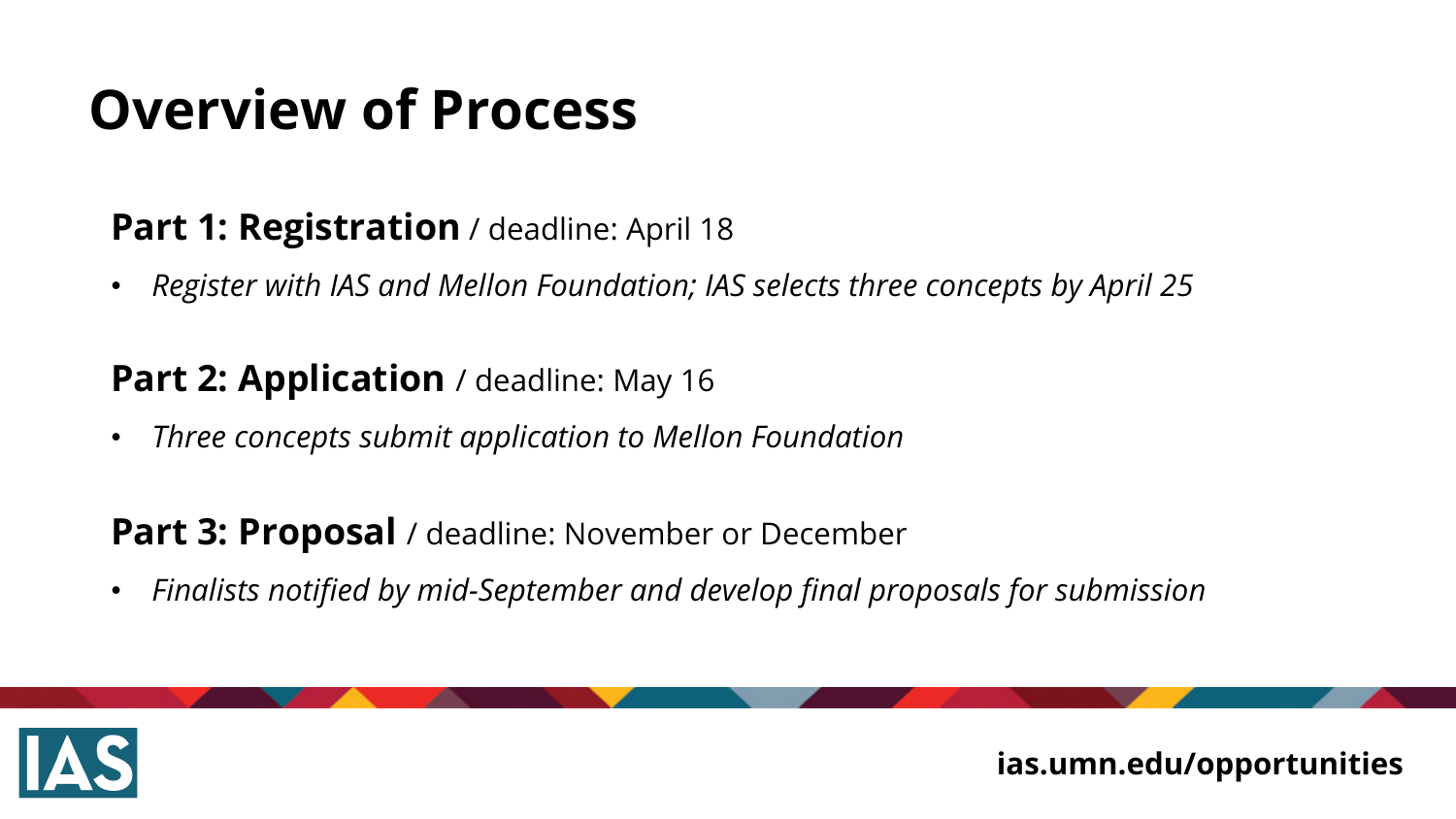# Overview of Process

**Part 1: Registration** / deadline: April 18

- *Register with IAS and Mellon Foundation; IAS selects three concepts by April 25*

**Part 2: Application** / deadline: May 16

- *Three concepts submit application to Mellon Foundation*

**Part 3: Proposal** / deadline: November or December

- *Finalists notified by mid-September and develop final proposals for submission*

IAS

**ias.umn.edu/opportunities**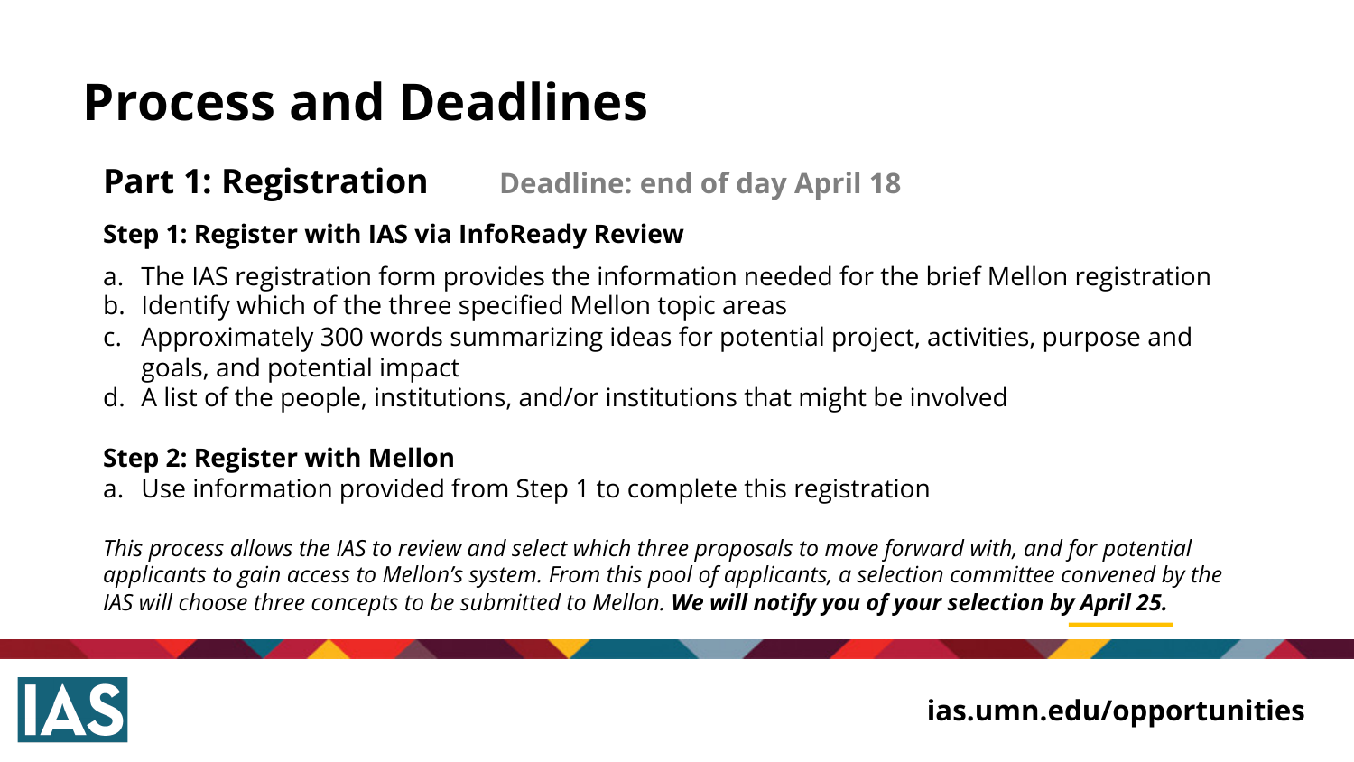# Process and Deadlines

## Part 1: Registration

**Deadline: end of day April 18**

### Step 1: Register with IAS via InfoReady Review

a. The IAS registration form provides the information needed for the brief Mellon registration
b. Identify which of the three specified Mellon topic areas
c. Approximately 300 words summarizing ideas for potential project, activities, purpose and goals, and potential impact
d. A list of the people, institutions, and/or institutions that might be involved

### Step 2: Register with Mellon

a. Use information provided from Step 1 to complete this registration

*This process allows the IAS to review and select which three proposals to move forward with, and for potential applicants to gain access to Mellon's system. From this pool of applicants, a selection committee convened by the IAS will choose three concepts to be submitted to Mellon.* ***We will notify you of your selection by April 25.***

IAS

ias.umn.edu/opportunities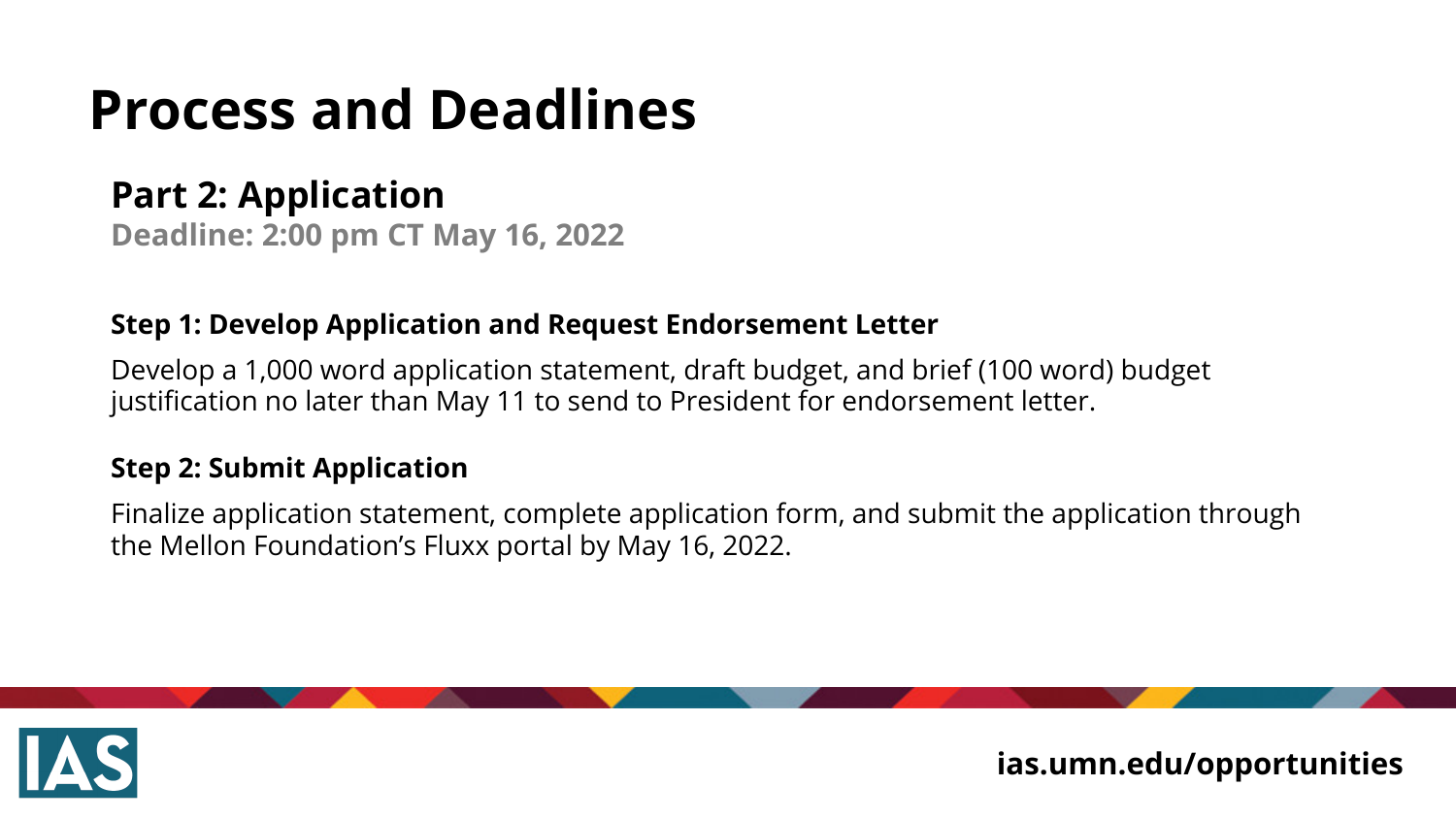# Process and Deadlines

## Part 2: Application

**Deadline: 2:00 pm CT May 16, 2022**

### Step 1: Develop Application and Request Endorsement Letter

Develop a 1,000 word application statement, draft budget, and brief (100 word) budget justification no later than May 11 to send to President for endorsement letter.

### Step 2: Submit Application

Finalize application statement, complete application form, and submit the application through the Mellon Foundation's Fluxx portal by May 16, 2022.

IAS

**ias.umn.edu/opportunities**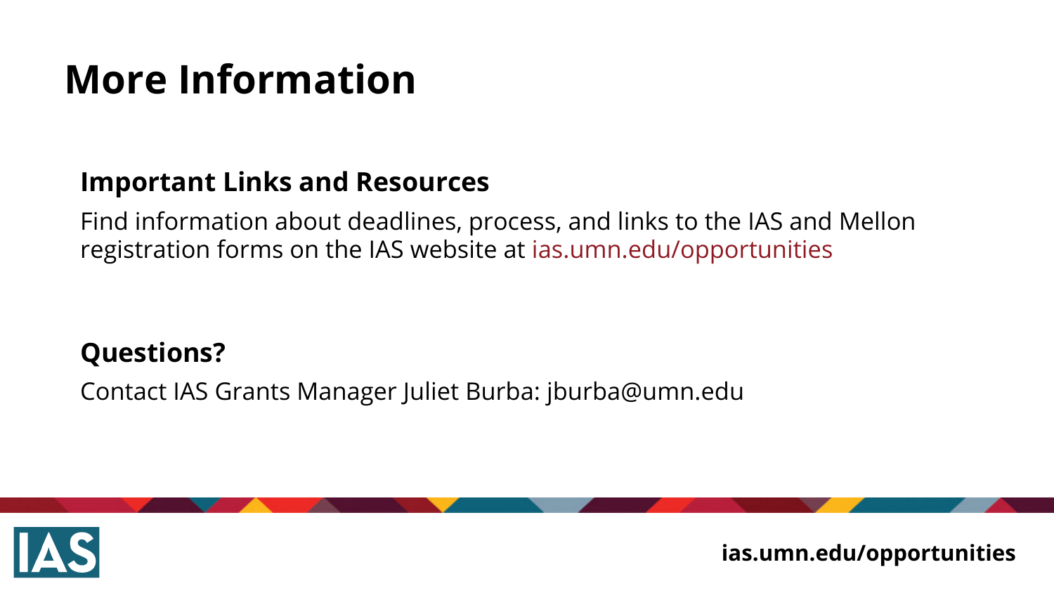# More Information

## Important Links and Resources

Find information about deadlines, process, and links to the IAS and Mellon registration forms on the IAS website at ias.umn.edu/opportunities

## Questions?

Contact IAS Grants Manager Juliet Burba: jburba@umn.edu